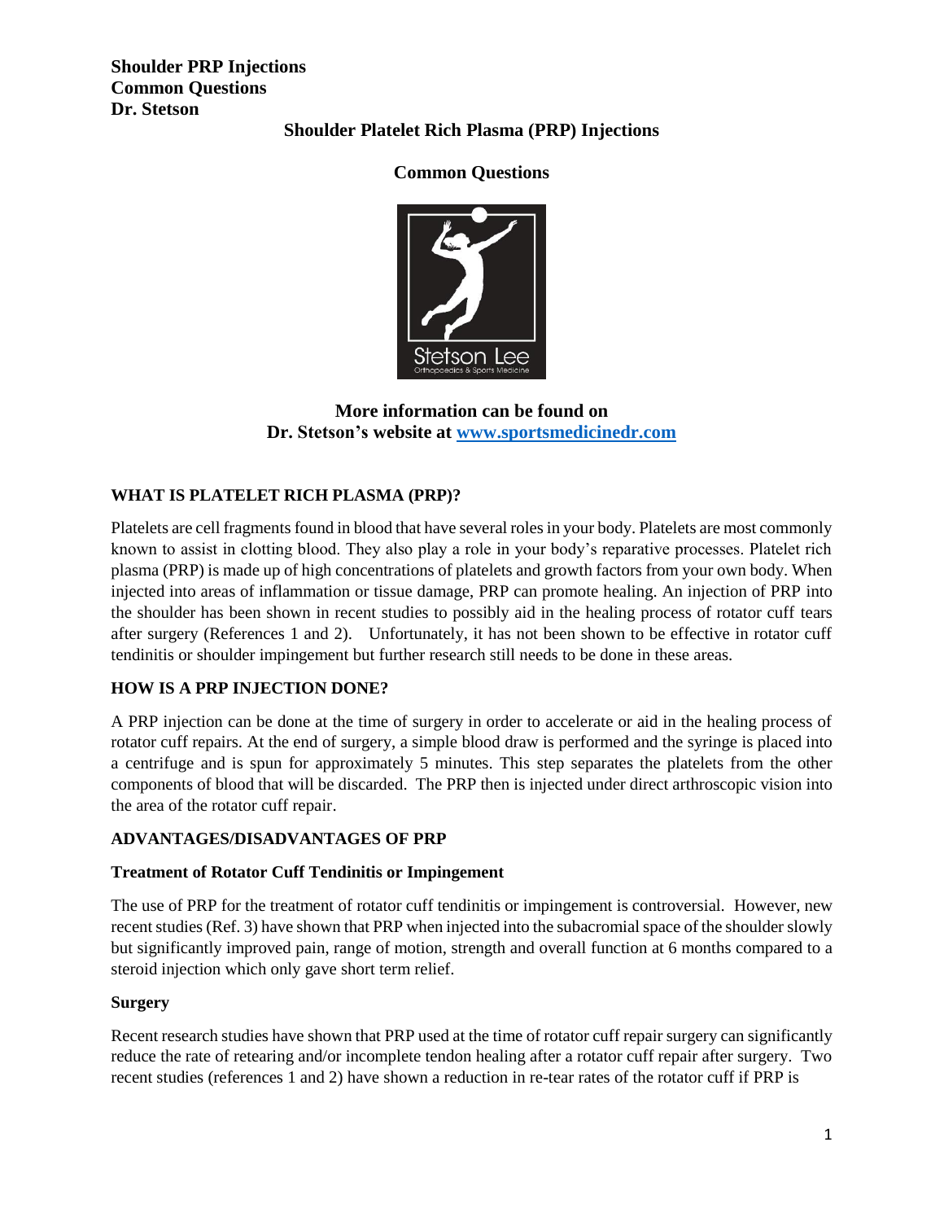**Shoulder PRP Injections**
**Common Questions**
**Dr. Stetson**

# Shoulder Platelet Rich Plasma (PRP) Injections

## Common Questions

**More information can be found on Dr. Stetson's website at [www.sportsmedicinedr.com](http://www.sportsmedicinedr.com)**

### WHAT IS PLATELET RICH PLASMA (PRP)?

Platelets are cell fragments found in blood that have several roles in your body. Platelets are most commonly known to assist in clotting blood. They also play a role in your body's reparative processes. Platelet rich plasma (PRP) is made up of high concentrations of platelets and growth factors from your own body. When injected into areas of inflammation or tissue damage, PRP can promote healing. An injection of PRP into the shoulder has been shown in recent studies to possibly aid in the healing process of rotator cuff tears after surgery (References 1 and 2). Unfortunately, it has not been shown to be effective in rotator cuff tendinitis or shoulder impingement but further research still needs to be done in these areas.

### HOW IS A PRP INJECTION DONE?

A PRP injection can be done at the time of surgery in order to accelerate or aid in the healing process of rotator cuff repairs. At the end of surgery, a simple blood draw is performed and the syringe is placed into a centrifuge and is spun for approximately 5 minutes. This step separates the platelets from the other components of blood that will be discarded. The PRP then is injected under direct arthroscopic vision into the area of the rotator cuff repair.

### ADVANTAGES/DISADVANTAGES OF PRP

#### Treatment of Rotator Cuff Tendinitis or Impingement

The use of PRP for the treatment of rotator cuff tendinitis or impingement is controversial. However, new recent studies (Ref. 3) have shown that PRP when injected into the subacromial space of the shoulder slowly but significantly improved pain, range of motion, strength and overall function at 6 months compared to a steroid injection which only gave short term relief.

#### Surgery

Recent research studies have shown that PRP used at the time of rotator cuff repair surgery can significantly reduce the rate of retearing and/or incomplete tendon healing after a rotator cuff repair after surgery. Two recent studies (references 1 and 2) have shown a reduction in re-tear rates of the rotator cuff if PRP is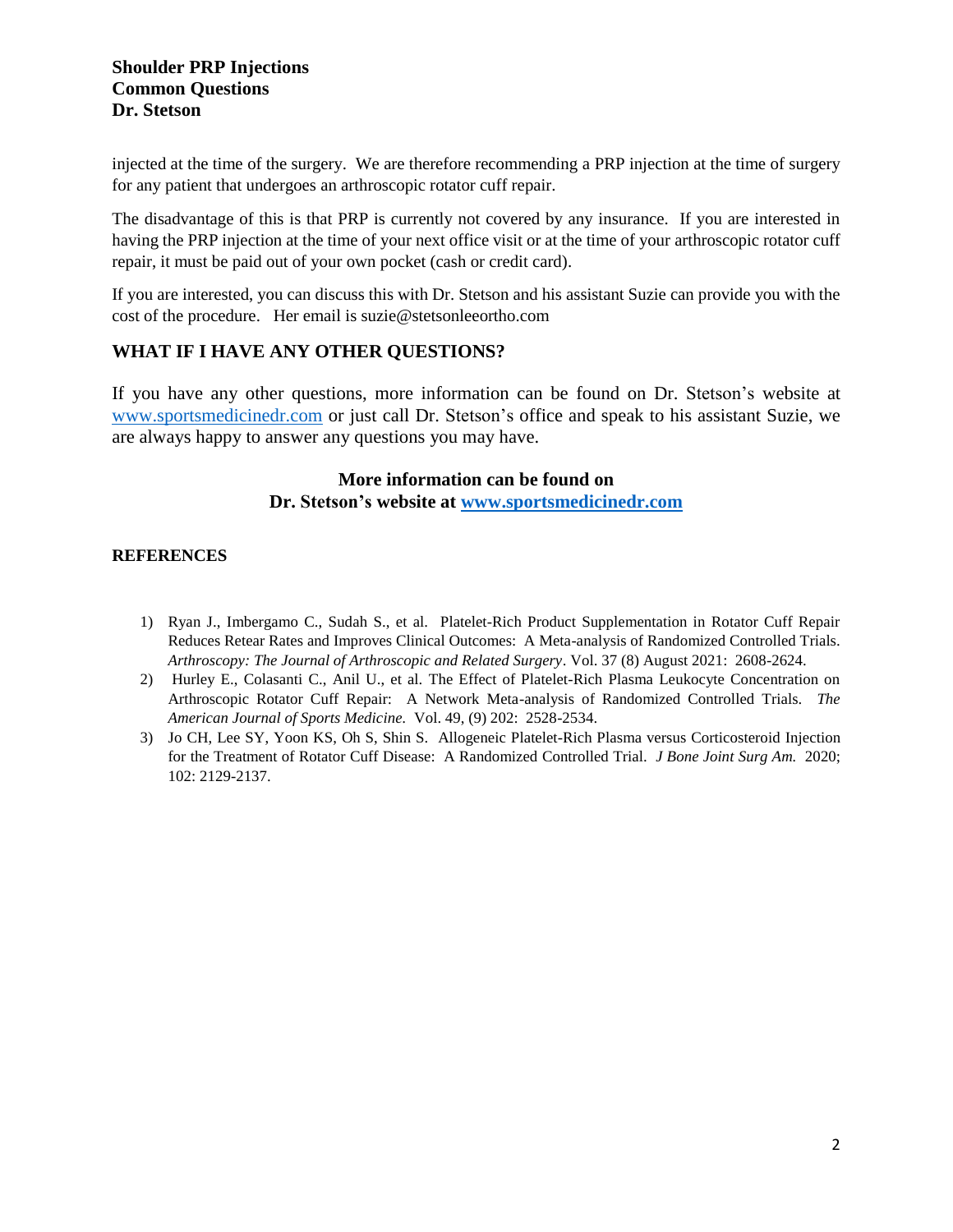injected at the time of the surgery. We are therefore recommending a PRP injection at the time of surgery for any patient that undergoes an arthroscopic rotator cuff repair.

The disadvantage of this is that PRP is currently not covered by any insurance. If you are interested in having the PRP injection at the time of your next office visit or at the time of your arthroscopic rotator cuff repair, it must be paid out of your own pocket (cash or credit card).

If you are interested, you can discuss this with Dr. Stetson and his assistant Suzie can provide you with the cost of the procedure. Her email is suzie@stetsonleeortho.com

## WHAT IF I HAVE ANY OTHER QUESTIONS?

If you have any other questions, more information can be found on Dr. Stetson's website at www.sportsmedicinedr.com or just call Dr. Stetson's office and speak to his assistant Suzie, we are always happy to answer any questions you may have.

**More information can be found on**
**Dr. Stetson's website at www.sportsmedicinedr.com**

## REFERENCES

1) Ryan J., Imbergamo C., Sudah S., et al. Platelet-Rich Product Supplementation in Rotator Cuff Repair Reduces Retear Rates and Improves Clinical Outcomes: A Meta-analysis of Randomized Controlled Trials. *Arthroscopy: The Journal of Arthroscopic and Related Surgery*. Vol. 37 (8) August 2021: 2608-2624.
2) Hurley E., Colasanti C., Anil U., et al. The Effect of Platelet-Rich Plasma Leukocyte Concentration on Arthroscopic Rotator Cuff Repair: A Network Meta-analysis of Randomized Controlled Trials. *The American Journal of Sports Medicine.* Vol. 49, (9) 202: 2528-2534.
3) Jo CH, Lee SY, Yoon KS, Oh S, Shin S. Allogeneic Platelet-Rich Plasma versus Corticosteroid Injection for the Treatment of Rotator Cuff Disease: A Randomized Controlled Trial. *J Bone Joint Surg Am.* 2020; 102: 2129-2137.